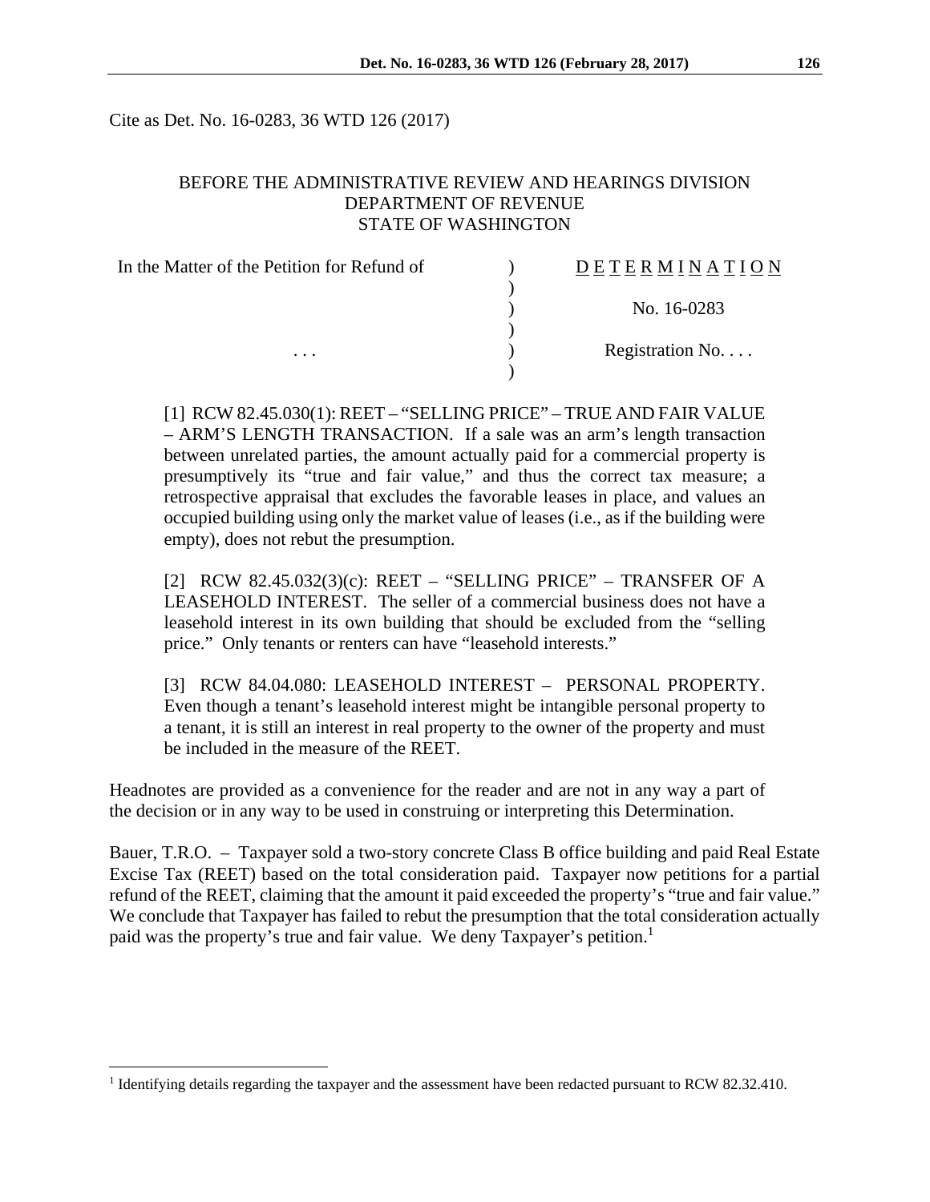Cite as Det. No. 16-0283, 36 WTD 126 (2017)

BEFORE THE ADMINISTRATIVE REVIEW AND HEARINGS DIVISION
DEPARTMENT OF REVENUE
STATE OF WASHINGTON

| | | |
|---|---|---|
| In the Matter of the Petition for Refund of | ) | D E T E R M I N A T I O N |
| | ) | |
| | ) | No. 16-0283 |
| | ) | |
| . . . | ) | Registration No. . . . |
| | ) | |

[1] RCW 82.45.030(1): REET – "SELLING PRICE" – TRUE AND FAIR VALUE – ARM'S LENGTH TRANSACTION. If a sale was an arm's length transaction between unrelated parties, the amount actually paid for a commercial property is presumptively its "true and fair value," and thus the correct tax measure; a retrospective appraisal that excludes the favorable leases in place, and values an occupied building using only the market value of leases (i.e., as if the building were empty), does not rebut the presumption.

[2] RCW 82.45.032(3)(c): REET – "SELLING PRICE" – TRANSFER OF A LEASEHOLD INTEREST. The seller of a commercial business does not have a leasehold interest in its own building that should be excluded from the "selling price." Only tenants or renters can have "leasehold interests."

[3] RCW 84.04.080: LEASEHOLD INTEREST – PERSONAL PROPERTY. Even though a tenant's leasehold interest might be intangible personal property to a tenant, it is still an interest in real property to the owner of the property and must be included in the measure of the REET.

Headnotes are provided as a convenience for the reader and are not in any way a part of the decision or in any way to be used in construing or interpreting this Determination.

Bauer, T.R.O. – Taxpayer sold a two-story concrete Class B office building and paid Real Estate Excise Tax (REET) based on the total consideration paid. Taxpayer now petitions for a partial refund of the REET, claiming that the amount it paid exceeded the property's "true and fair value." We conclude that Taxpayer has failed to rebut the presumption that the total consideration actually paid was the property's true and fair value. We deny Taxpayer's petition.[1]

[1] Identifying details regarding the taxpayer and the assessment have been redacted pursuant to RCW 82.32.410.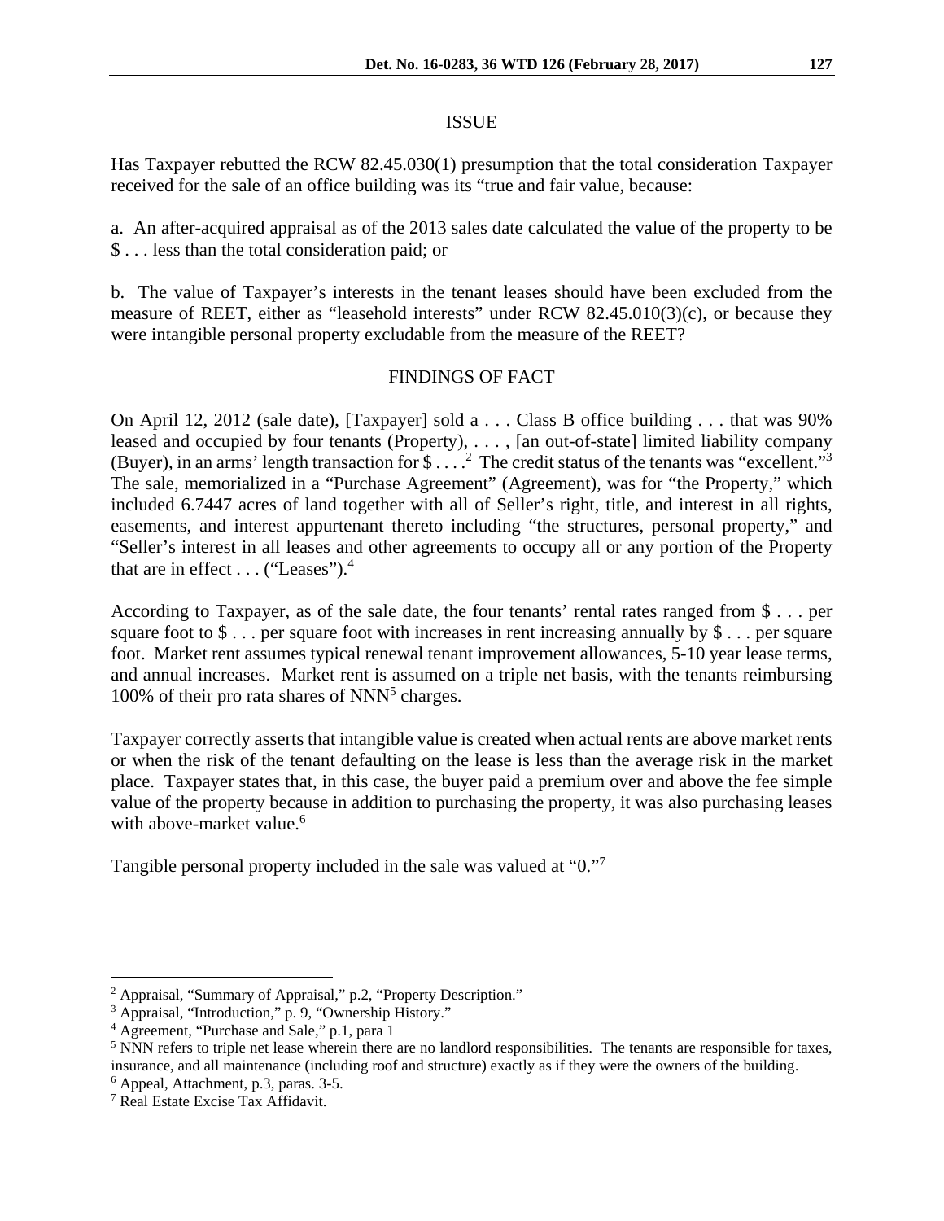## ISSUE

Has Taxpayer rebutted the RCW 82.45.030(1) presumption that the total consideration Taxpayer received for the sale of an office building was its "true and fair value, because:

a. An after-acquired appraisal as of the 2013 sales date calculated the value of the property to be $ . . . less than the total consideration paid; or

b. The value of Taxpayer's interests in the tenant leases should have been excluded from the measure of REET, either as "leasehold interests" under RCW 82.45.010(3)(c), or because they were intangible personal property excludable from the measure of the REET?

## FINDINGS OF FACT

On April 12, 2012 (sale date), [Taxpayer] sold a . . . Class B office building . . . that was 90% leased and occupied by four tenants (Property), . . . , [an out-of-state] limited liability company (Buyer), in an arms' length transaction for $ . . . .[2] The credit status of the tenants was "excellent."[3] The sale, memorialized in a "Purchase Agreement" (Agreement), was for "the Property," which included 6.7447 acres of land together with all of Seller's right, title, and interest in all rights, easements, and interest appurtenant thereto including "the structures, personal property," and "Seller's interest in all leases and other agreements to occupy all or any portion of the Property that are in effect . . . ("Leases").[4]

According to Taxpayer, as of the sale date, the four tenants' rental rates ranged from $ . . . per square foot to $ . . . per square foot with increases in rent increasing annually by $ . . . per square foot. Market rent assumes typical renewal tenant improvement allowances, 5-10 year lease terms, and annual increases. Market rent is assumed on a triple net basis, with the tenants reimbursing 100% of their pro rata shares of NNN[5] charges.

Taxpayer correctly asserts that intangible value is created when actual rents are above market rents or when the risk of the tenant defaulting on the lease is less than the average risk in the market place. Taxpayer states that, in this case, the buyer paid a premium over and above the fee simple value of the property because in addition to purchasing the property, it was also purchasing leases with above-market value.[6]

Tangible personal property included in the sale was valued at "0."[7]

---

[2] Appraisal, "Summary of Appraisal," p.2, "Property Description."

[3] Appraisal, "Introduction," p. 9, "Ownership History."

[4] Agreement, "Purchase and Sale," p.1, para 1

[5] NNN refers to triple net lease wherein there are no landlord responsibilities. The tenants are responsible for taxes, insurance, and all maintenance (including roof and structure) exactly as if they were the owners of the building.

[6] Appeal, Attachment, p.3, paras. 3-5.

[7] Real Estate Excise Tax Affidavit.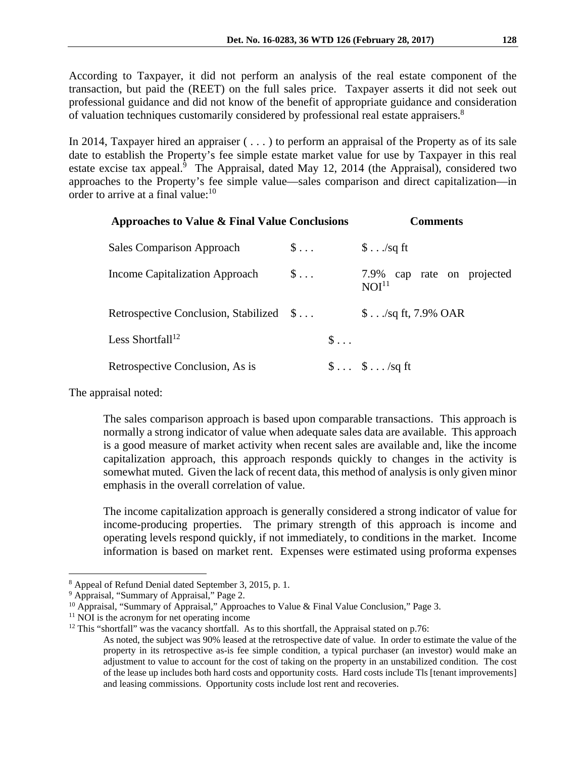According to Taxpayer, it did not perform an analysis of the real estate component of the transaction, but paid the (REET) on the full sales price. Taxpayer asserts it did not seek out professional guidance and did not know of the benefit of appropriate guidance and consideration of valuation techniques customarily considered by professional real estate appraisers.[8]

In 2014, Taxpayer hired an appraiser ( . . . ) to perform an appraisal of the Property as of its sale date to establish the Property's fee simple estate market value for use by Taxpayer in this real estate excise tax appeal.[9] The Appraisal, dated May 12, 2014 (the Appraisal), considered two approaches to the Property's fee simple value—sales comparison and direct capitalization—in order to arrive at a final value:[10]

| Approaches to Value & Final Value Conclusions | | | Comments |
|---|---|---|---|
| Sales Comparison Approach | $ . . . | | $ . . ./sq ft |
| Income Capitalization Approach | $ . . . | | 7.9% cap rate on projected NOI[11] |
| Retrospective Conclusion, Stabilized | $ . . . | | $ . . ./sq ft, 7.9% OAR |
| Less Shortfall[12] | | $ . . . | |
| Retrospective Conclusion, As is | | $ . . . | $ . . . /sq ft |

The appraisal noted:

> The sales comparison approach is based upon comparable transactions. This approach is normally a strong indicator of value when adequate sales data are available. This approach is a good measure of market activity when recent sales are available and, like the income capitalization approach, this approach responds quickly to changes in the activity is somewhat muted. Given the lack of recent data, this method of analysis is only given minor emphasis in the overall correlation of value.
>
> The income capitalization approach is generally considered a strong indicator of value for income-producing properties. The primary strength of this approach is income and operating levels respond quickly, if not immediately, to conditions in the market. Income information is based on market rent. Expenses were estimated using proforma expenses

---

[8] Appeal of Refund Denial dated September 3, 2015, p. 1.

[9] Appraisal, "Summary of Appraisal," Page 2.

[10] Appraisal, "Summary of Appraisal," Approaches to Value & Final Value Conclusion," Page 3.

[11] NOI is the acronym for net operating income

[12] This "shortfall" was the vacancy shortfall. As to this shortfall, the Appraisal stated on p.76:

> As noted, the subject was 90% leased at the retrospective date of value. In order to estimate the value of the property in its retrospective as-is fee simple condition, a typical purchaser (an investor) would make an adjustment to value to account for the cost of taking on the property in an unstabilized condition. The cost of the lease up includes both hard costs and opportunity costs. Hard costs include Tls [tenant improvements] and leasing commissions. Opportunity costs include lost rent and recoveries.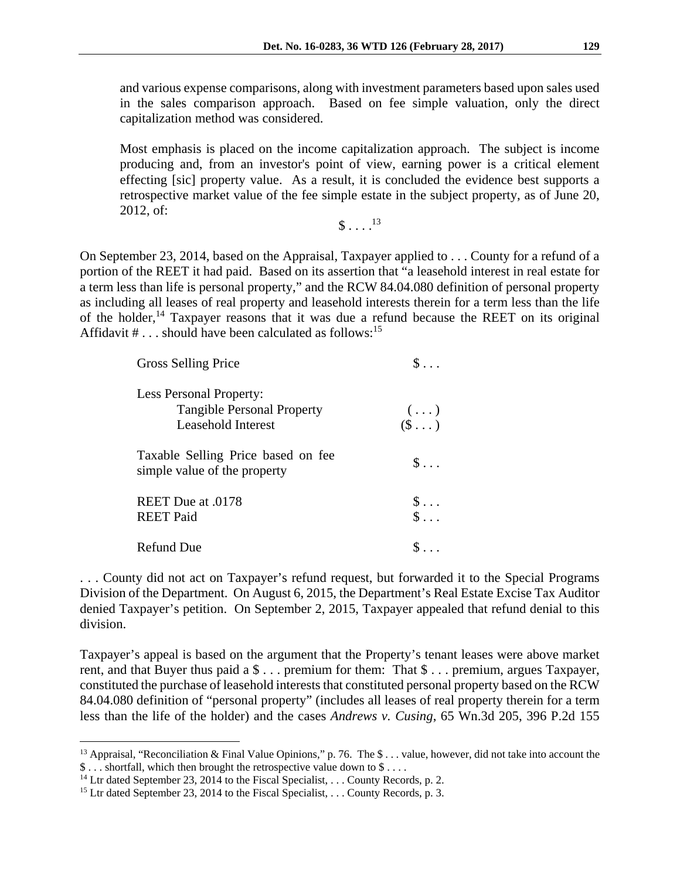> and various expense comparisons, along with investment parameters based upon sales used in the sales comparison approach. Based on fee simple valuation, only the direct capitalization method was considered.
>
> Most emphasis is placed on the income capitalization approach. The subject is income producing and, from an investor's point of view, earning power is a critical element effecting [sic] property value. As a result, it is concluded the evidence best supports a retrospective market value of the fee simple estate in the subject property, as of June 20, 2012, of:
>
> $ . . . .[13]

On September 23, 2014, based on the Appraisal, Taxpayer applied to . . . County for a refund of a portion of the REET it had paid. Based on its assertion that "a leasehold interest in real estate for a term less than life is personal property," and the RCW 84.04.080 definition of personal property as including all leases of real property and leasehold interests therein for a term less than the life of the holder,[14] Taxpayer reasons that it was due a refund because the REET on its original Affidavit # . . . should have been calculated as follows:[15]

| | |
|---|---|
| Gross Selling Price | $ . . . |
| Less Personal Property: | |
| Tangible Personal Property | ( . . . ) |
| Leasehold Interest | ($ . . . ) |
| Taxable Selling Price based on fee simple value of the property | $ . . . |
| REET Due at .0178 | $ . . . |
| REET Paid | $ . . . |
| Refund Due | $ . . . |

. . . County did not act on Taxpayer's refund request, but forwarded it to the Special Programs Division of the Department. On August 6, 2015, the Department's Real Estate Excise Tax Auditor denied Taxpayer's petition. On September 2, 2015, Taxpayer appealed that refund denial to this division.

Taxpayer's appeal is based on the argument that the Property's tenant leases were above market rent, and that Buyer thus paid a $ . . . premium for them: That $ . . . premium, argues Taxpayer, constituted the purchase of leasehold interests that constituted personal property based on the RCW 84.04.080 definition of "personal property" (includes all leases of real property therein for a term less than the life of the holder) and the cases *Andrews v. Cusing*, 65 Wn.3d 205, 396 P.2d 155

---

[13] Appraisal, "Reconciliation & Final Value Opinions," p. 76. The $ . . . value, however, did not take into account the $ . . . shortfall, which then brought the retrospective value down to $ . . . .

[14] Ltr dated September 23, 2014 to the Fiscal Specialist, . . . County Records, p. 2.

[15] Ltr dated September 23, 2014 to the Fiscal Specialist, . . . County Records, p. 3.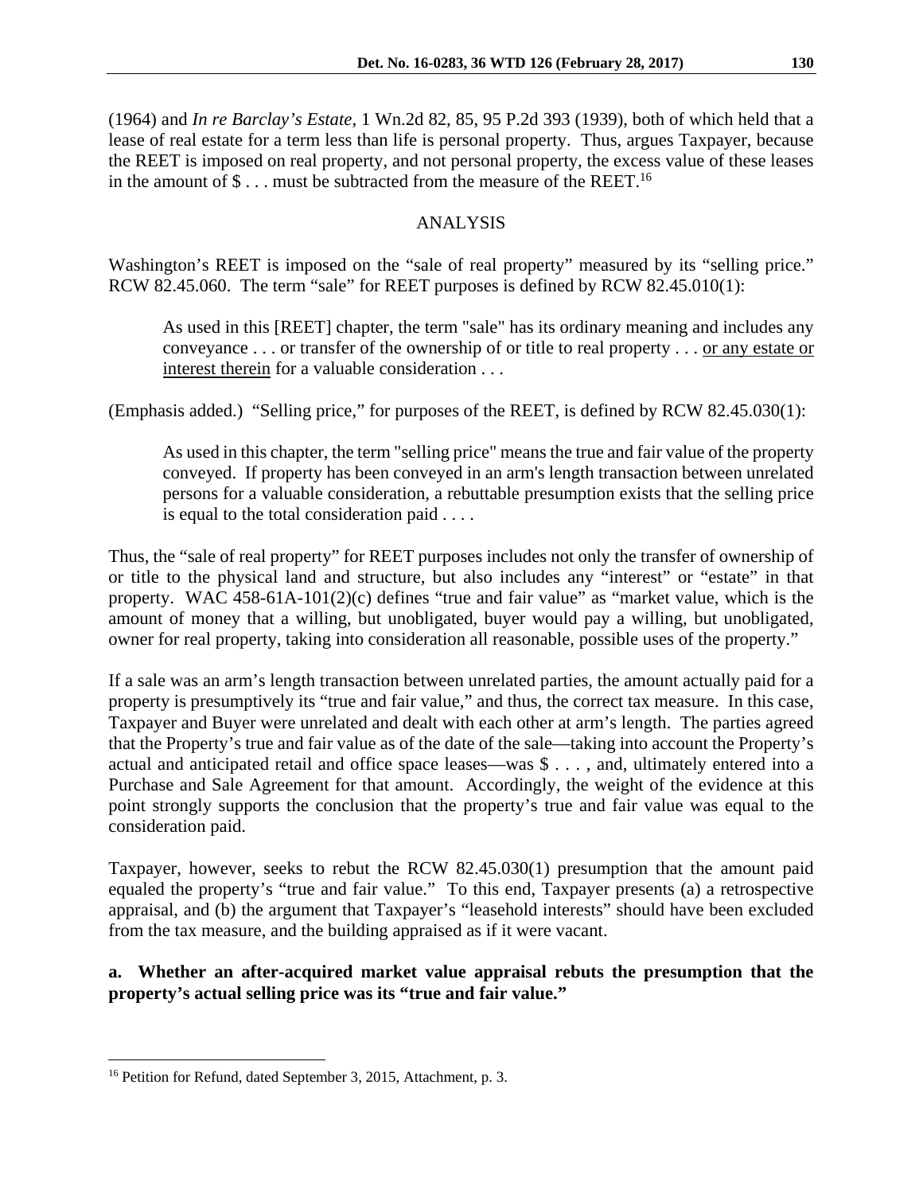(1964) and *In re Barclay's Estate*, 1 Wn.2d 82, 85, 95 P.2d 393 (1939), both of which held that a lease of real estate for a term less than life is personal property. Thus, argues Taxpayer, because the REET is imposed on real property, and not personal property, the excess value of these leases in the amount of $ . . . must be subtracted from the measure of the REET.[16]

## ANALYSIS

Washington's REET is imposed on the "sale of real property" measured by its "selling price." RCW 82.45.060. The term "sale" for REET purposes is defined by RCW 82.45.010(1):

> As used in this [REET] chapter, the term "sale" has its ordinary meaning and includes any conveyance . . . or transfer of the ownership of or title to real property . . . <u>or any estate or interest therein</u> for a valuable consideration . . .

(Emphasis added.) "Selling price," for purposes of the REET, is defined by RCW 82.45.030(1):

> As used in this chapter, the term "selling price" means the true and fair value of the property conveyed. If property has been conveyed in an arm's length transaction between unrelated persons for a valuable consideration, a rebuttable presumption exists that the selling price is equal to the total consideration paid . . . .

Thus, the "sale of real property" for REET purposes includes not only the transfer of ownership of or title to the physical land and structure, but also includes any "interest" or "estate" in that property. WAC 458-61A-101(2)(c) defines "true and fair value" as "market value, which is the amount of money that a willing, but unobligated, buyer would pay a willing, but unobligated, owner for real property, taking into consideration all reasonable, possible uses of the property."

If a sale was an arm's length transaction between unrelated parties, the amount actually paid for a property is presumptively its "true and fair value," and thus, the correct tax measure. In this case, Taxpayer and Buyer were unrelated and dealt with each other at arm's length. The parties agreed that the Property's true and fair value as of the date of the sale—taking into account the Property's actual and anticipated retail and office space leases—was $ . . . , and, ultimately entered into a Purchase and Sale Agreement for that amount. Accordingly, the weight of the evidence at this point strongly supports the conclusion that the property's true and fair value was equal to the consideration paid.

Taxpayer, however, seeks to rebut the RCW 82.45.030(1) presumption that the amount paid equaled the property's "true and fair value." To this end, Taxpayer presents (a) a retrospective appraisal, and (b) the argument that Taxpayer's "leasehold interests" should have been excluded from the tax measure, and the building appraised as if it were vacant.

**a. Whether an after-acquired market value appraisal rebuts the presumption that the property's actual selling price was its "true and fair value."**

[16] Petition for Refund, dated September 3, 2015, Attachment, p. 3.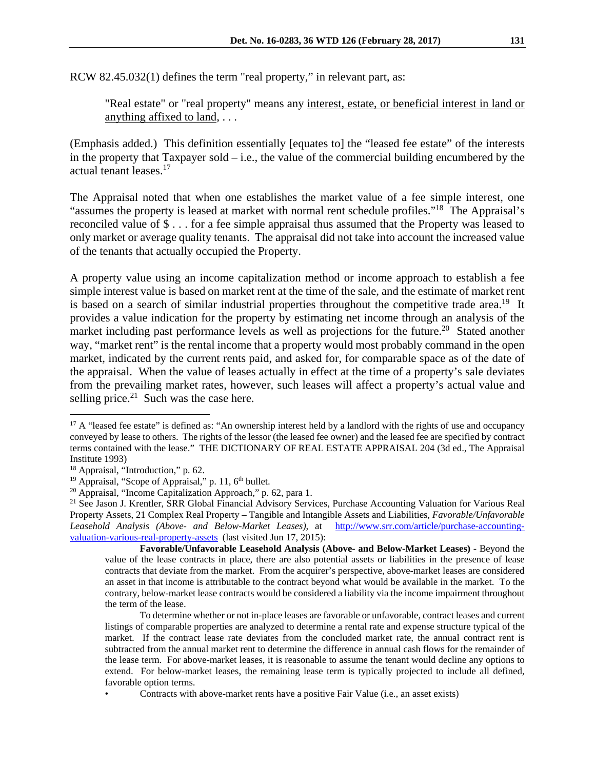RCW 82.45.032(1) defines the term "real property," in relevant part, as:

> "Real estate" or "real property" means any <u>interest, estate, or beneficial interest in land or anything affixed to land</u>, . . .

(Emphasis added.) This definition essentially [equates to] the "leased fee estate" of the interests in the property that Taxpayer sold – i.e., the value of the commercial building encumbered by the actual tenant leases.[17]

The Appraisal noted that when one establishes the market value of a fee simple interest, one "assumes the property is leased at market with normal rent schedule profiles."[18] The Appraisal's reconciled value of $ . . . for a fee simple appraisal thus assumed that the Property was leased to only market or average quality tenants. The appraisal did not take into account the increased value of the tenants that actually occupied the Property.

A property value using an income capitalization method or income approach to establish a fee simple interest value is based on market rent at the time of the sale, and the estimate of market rent is based on a search of similar industrial properties throughout the competitive trade area.[19] It provides a value indication for the property by estimating net income through an analysis of the market including past performance levels as well as projections for the future.[20] Stated another way, "market rent" is the rental income that a property would most probably command in the open market, indicated by the current rents paid, and asked for, for comparable space as of the date of the appraisal. When the value of leases actually in effect at the time of a property's sale deviates from the prevailing market rates, however, such leases will affect a property's actual value and selling price.[21] Such was the case here.

---

[17] A "leased fee estate" is defined as: "An ownership interest held by a landlord with the rights of use and occupancy conveyed by lease to others. The rights of the lessor (the leased fee owner) and the leased fee are specified by contract terms contained with the lease." THE DICTIONARY OF REAL ESTATE APPRAISAL 204 (3d ed., The Appraisal Institute 1993)

[18] Appraisal, "Introduction," p. 62.

[19] Appraisal, "Scope of Appraisal," p. 11, 6th bullet.

[20] Appraisal, "Income Capitalization Approach," p. 62, para 1.

[21] See Jason J. Krentler, SRR Global Financial Advisory Services, Purchase Accounting Valuation for Various Real Property Assets, 21 Complex Real Property – Tangible and Intangible Assets and Liabilities, *Favorable/Unfavorable Leasehold Analysis (Above- and Below-Market Leases)*, at http://www.srr.com/article/purchase-accounting-valuation-various-real-property-assets (last visited Jun 17, 2015):

> **Favorable/Unfavorable Leasehold Analysis (Above- and Below-Market Leases)** - Beyond the value of the lease contracts in place, there are also potential assets or liabilities in the presence of lease contracts that deviate from the market. From the acquirer's perspective, above-market leases are considered an asset in that income is attributable to the contract beyond what would be available in the market. To the contrary, below-market lease contracts would be considered a liability via the income impairment throughout the term of the lease.
>
> To determine whether or not in-place leases are favorable or unfavorable, contract leases and current listings of comparable properties are analyzed to determine a rental rate and expense structure typical of the market. If the contract lease rate deviates from the concluded market rate, the annual contract rent is subtracted from the annual market rent to determine the difference in annual cash flows for the remainder of the lease term. For above-market leases, it is reasonable to assume the tenant would decline any options to extend. For below-market leases, the remaining lease term is typically projected to include all defined, favorable option terms.
>
> - Contracts with above-market rents have a positive Fair Value (i.e., an asset exists)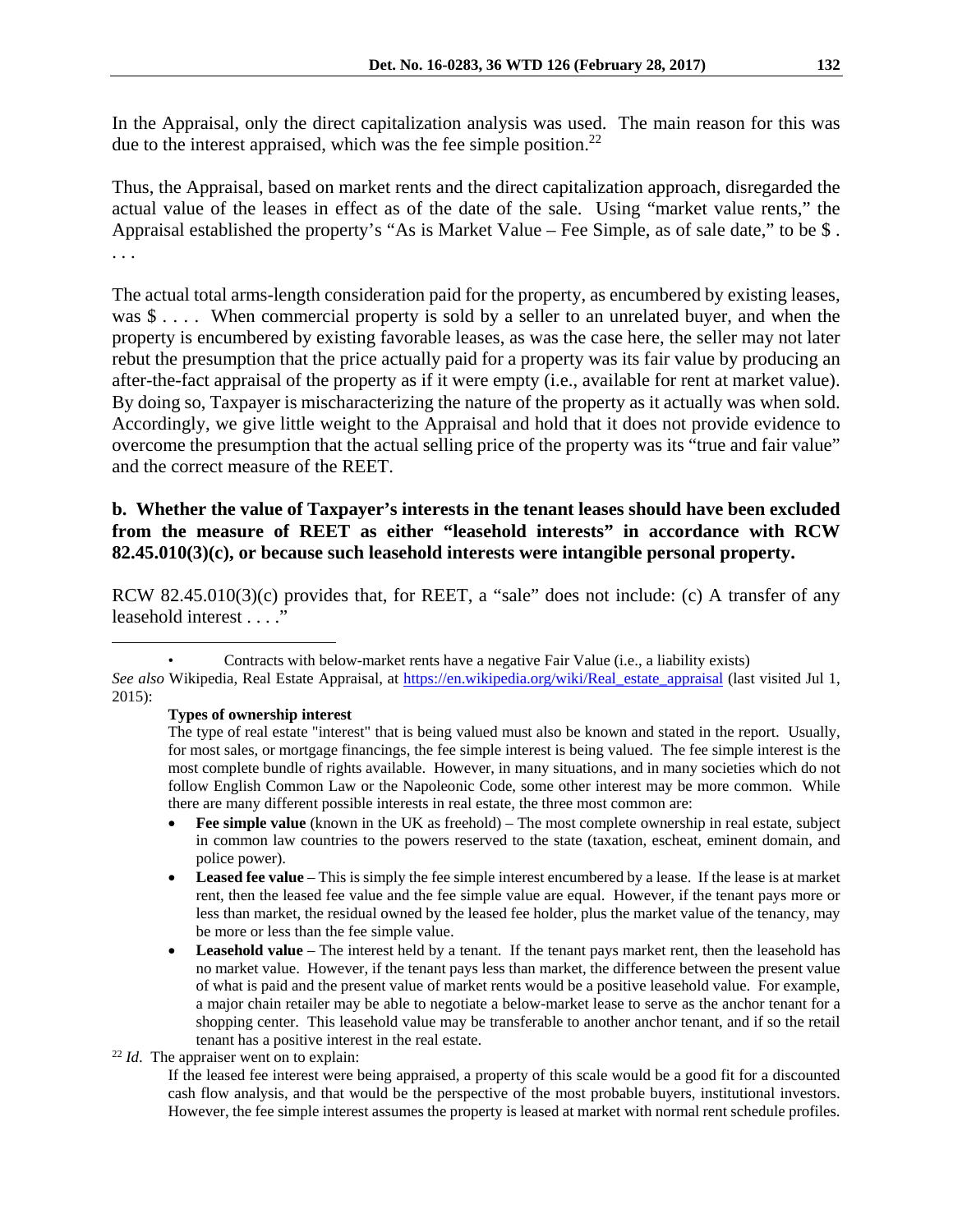In the Appraisal, only the direct capitalization analysis was used. The main reason for this was due to the interest appraised, which was the fee simple position.[22]

Thus, the Appraisal, based on market rents and the direct capitalization approach, disregarded the actual value of the leases in effect as of the date of the sale. Using "market value rents," the Appraisal established the property's "As is Market Value – Fee Simple, as of sale date," to be $ . . . .

The actual total arms-length consideration paid for the property, as encumbered by existing leases, was $ . . . . When commercial property is sold by a seller to an unrelated buyer, and when the property is encumbered by existing favorable leases, as was the case here, the seller may not later rebut the presumption that the price actually paid for a property was its fair value by producing an after-the-fact appraisal of the property as if it were empty (i.e., available for rent at market value). By doing so, Taxpayer is mischaracterizing the nature of the property as it actually was when sold. Accordingly, we give little weight to the Appraisal and hold that it does not provide evidence to overcome the presumption that the actual selling price of the property was its "true and fair value" and the correct measure of the REET.

**b. Whether the value of Taxpayer's interests in the tenant leases should have been excluded from the measure of REET as either "leasehold interests" in accordance with RCW 82.45.010(3)(c), or because such leasehold interests were intangible personal property.**

RCW 82.45.010(3)(c) provides that, for REET, a "sale" does not include: (c) A transfer of any leasehold interest . . . ."

---

• Contracts with below-market rents have a negative Fair Value (i.e., a liability exists)

*See also* Wikipedia, Real Estate Appraisal, at https://en.wikipedia.org/wiki/Real_estate_appraisal (last visited Jul 1, 2015):

> **Types of ownership interest**
>
> The type of real estate "interest" that is being valued must also be known and stated in the report. Usually, for most sales, or mortgage financings, the fee simple interest is being valued. The fee simple interest is the most complete bundle of rights available. However, in many situations, and in many societies which do not follow English Common Law or the Napoleonic Code, some other interest may be more common. While there are many different possible interests in real estate, the three most common are:
>
> - **Fee simple value** (known in the UK as freehold) – The most complete ownership in real estate, subject in common law countries to the powers reserved to the state (taxation, escheat, eminent domain, and police power).
> - **Leased fee value** – This is simply the fee simple interest encumbered by a lease. If the lease is at market rent, then the leased fee value and the fee simple value are equal. However, if the tenant pays more or less than market, the residual owned by the leased fee holder, plus the market value of the tenancy, may be more or less than the fee simple value.
> - **Leasehold value** – The interest held by a tenant. If the tenant pays market rent, then the leasehold has no market value. However, if the tenant pays less than market, the difference between the present value of what is paid and the present value of market rents would be a positive leasehold value. For example, a major chain retailer may be able to negotiate a below-market lease to serve as the anchor tenant for a shopping center. This leasehold value may be transferable to another anchor tenant, and if so the retail tenant has a positive interest in the real estate.

[22] *Id*. The appraiser went on to explain:

> If the leased fee interest were being appraised, a property of this scale would be a good fit for a discounted cash flow analysis, and that would be the perspective of the most probable buyers, institutional investors. However, the fee simple interest assumes the property is leased at market with normal rent schedule profiles.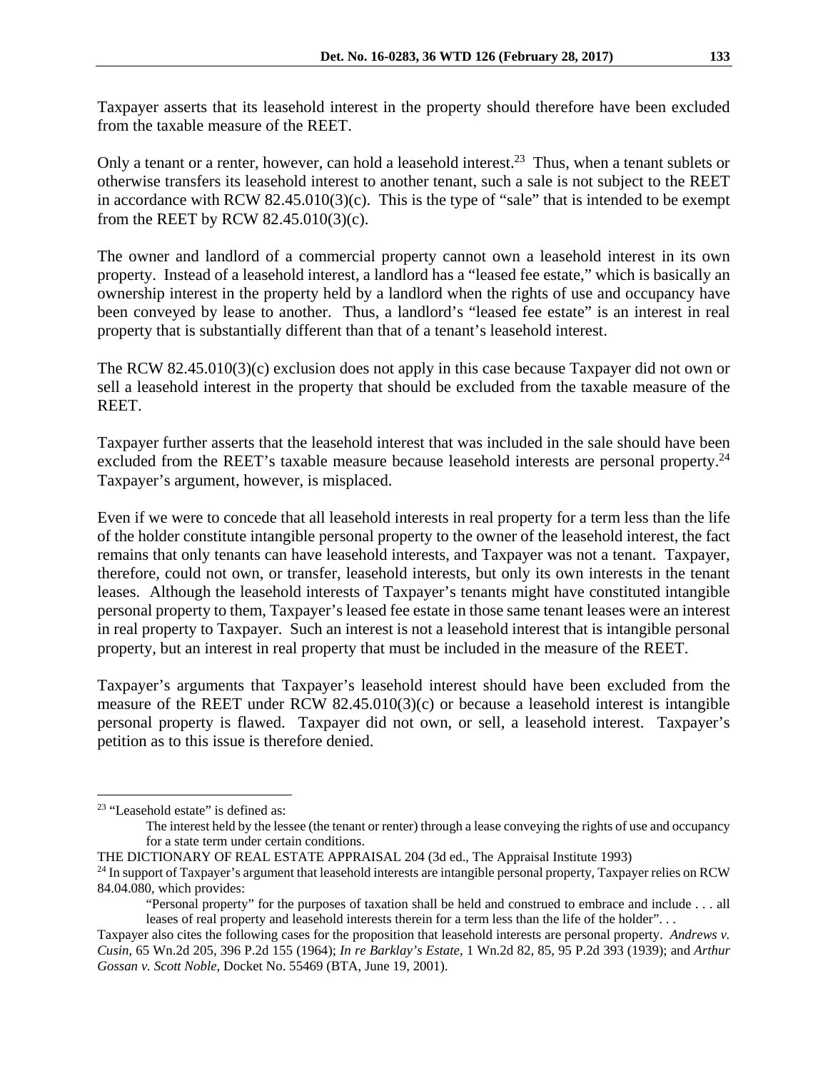Taxpayer asserts that its leasehold interest in the property should therefore have been excluded from the taxable measure of the REET.

Only a tenant or a renter, however, can hold a leasehold interest.[23] Thus, when a tenant sublets or otherwise transfers its leasehold interest to another tenant, such a sale is not subject to the REET in accordance with RCW 82.45.010(3)(c). This is the type of "sale" that is intended to be exempt from the REET by RCW 82.45.010(3)(c).

The owner and landlord of a commercial property cannot own a leasehold interest in its own property. Instead of a leasehold interest, a landlord has a "leased fee estate," which is basically an ownership interest in the property held by a landlord when the rights of use and occupancy have been conveyed by lease to another. Thus, a landlord's "leased fee estate" is an interest in real property that is substantially different than that of a tenant's leasehold interest.

The RCW 82.45.010(3)(c) exclusion does not apply in this case because Taxpayer did not own or sell a leasehold interest in the property that should be excluded from the taxable measure of the REET.

Taxpayer further asserts that the leasehold interest that was included in the sale should have been excluded from the REET's taxable measure because leasehold interests are personal property.[24] Taxpayer's argument, however, is misplaced.

Even if we were to concede that all leasehold interests in real property for a term less than the life of the holder constitute intangible personal property to the owner of the leasehold interest, the fact remains that only tenants can have leasehold interests, and Taxpayer was not a tenant. Taxpayer, therefore, could not own, or transfer, leasehold interests, but only its own interests in the tenant leases. Although the leasehold interests of Taxpayer's tenants might have constituted intangible personal property to them, Taxpayer's leased fee estate in those same tenant leases were an interest in real property to Taxpayer. Such an interest is not a leasehold interest that is intangible personal property, but an interest in real property that must be included in the measure of the REET.

Taxpayer's arguments that Taxpayer's leasehold interest should have been excluded from the measure of the REET under RCW 82.45.010(3)(c) or because a leasehold interest is intangible personal property is flawed. Taxpayer did not own, or sell, a leasehold interest. Taxpayer's petition as to this issue is therefore denied.

---

[23] "Leasehold estate" is defined as:

> The interest held by the lessee (the tenant or renter) through a lease conveying the rights of use and occupancy for a state term under certain conditions.

THE DICTIONARY OF REAL ESTATE APPRAISAL 204 (3d ed., The Appraisal Institute 1993)

[24] In support of Taxpayer's argument that leasehold interests are intangible personal property, Taxpayer relies on RCW 84.04.080, which provides:

> "Personal property" for the purposes of taxation shall be held and construed to embrace and include . . . all leases of real property and leasehold interests therein for a term less than the life of the holder". . .

Taxpayer also cites the following cases for the proposition that leasehold interests are personal property. *Andrews v. Cusin*, 65 Wn.2d 205, 396 P.2d 155 (1964); *In re Barklay's Estate*, 1 Wn.2d 82, 85, 95 P.2d 393 (1939); and *Arthur Gossan v. Scott Noble*, Docket No. 55469 (BTA, June 19, 2001).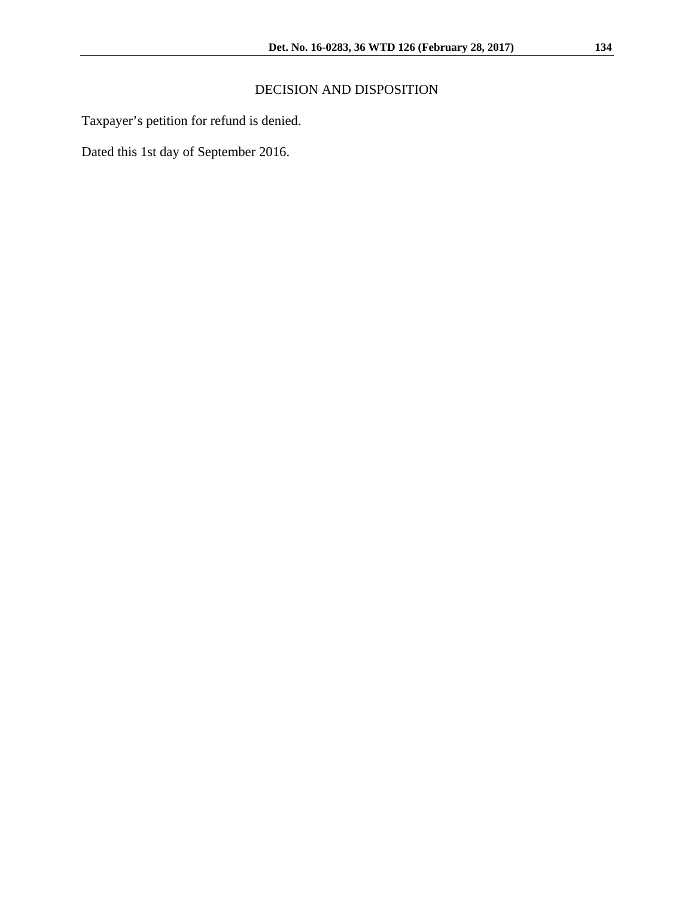## DECISION AND DISPOSITION

Taxpayer's petition for refund is denied.

Dated this 1st day of September 2016.